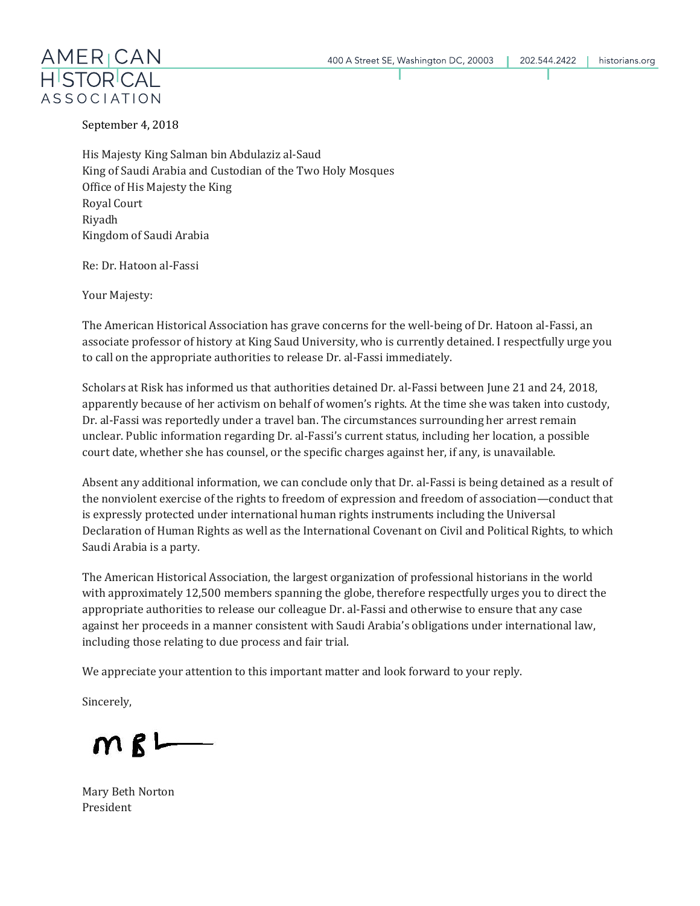AMERICAN HISTORICAL ASSOCIATION

400 A Street SE, Washington DC, 20003 | 202.544.2422 | historians.org

September 4, 2018

His Majesty King Salman bin Abdulaziz al-Saud
King of Saudi Arabia and Custodian of the Two Holy Mosques
Office of His Majesty the King
Royal Court
Riyadh
Kingdom of Saudi Arabia

Re: Dr. Hatoon al-Fassi

Your Majesty:

The American Historical Association has grave concerns for the well-being of Dr. Hatoon al-Fassi, an associate professor of history at King Saud University, who is currently detained. I respectfully urge you to call on the appropriate authorities to release Dr. al-Fassi immediately.

Scholars at Risk has informed us that authorities detained Dr. al-Fassi between June 21 and 24, 2018, apparently because of her activism on behalf of women's rights. At the time she was taken into custody, Dr. al-Fassi was reportedly under a travel ban. The circumstances surrounding her arrest remain unclear. Public information regarding Dr. al-Fassi's current status, including her location, a possible court date, whether she has counsel, or the specific charges against her, if any, is unavailable.

Absent any additional information, we can conclude only that Dr. al-Fassi is being detained as a result of the nonviolent exercise of the rights to freedom of expression and freedom of association—conduct that is expressly protected under international human rights instruments including the Universal Declaration of Human Rights as well as the International Covenant on Civil and Political Rights, to which Saudi Arabia is a party.

The American Historical Association, the largest organization of professional historians in the world with approximately 12,500 members spanning the globe, therefore respectfully urges you to direct the appropriate authorities to release our colleague Dr. al-Fassi and otherwise to ensure that any case against her proceeds in a manner consistent with Saudi Arabia's obligations under international law, including those relating to due process and fair trial.

We appreciate your attention to this important matter and look forward to your reply.

Sincerely,

MBL

Mary Beth Norton
President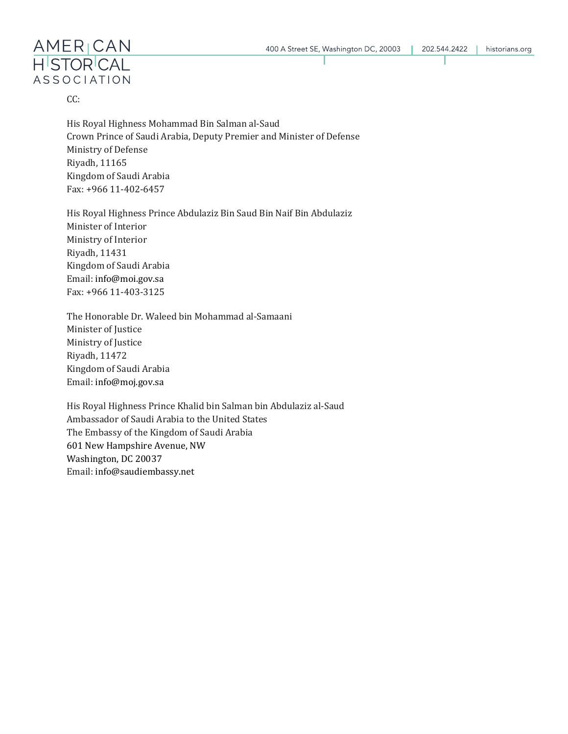CC:

His Royal Highness Mohammad Bin Salman al-Saud
Crown Prince of Saudi Arabia, Deputy Premier and Minister of Defense
Ministry of Defense
Riyadh, 11165
Kingdom of Saudi Arabia
Fax: +966 11-402-6457

His Royal Highness Prince Abdulaziz Bin Saud Bin Naif Bin Abdulaziz
Minister of Interior
Ministry of Interior
Riyadh, 11431
Kingdom of Saudi Arabia
Email: info@moi.gov.sa
Fax: +966 11-403-3125

The Honorable Dr. Waleed bin Mohammad al-Samaani
Minister of Justice
Ministry of Justice
Riyadh, 11472
Kingdom of Saudi Arabia
Email: info@moj.gov.sa

His Royal Highness Prince Khalid bin Salman bin Abdulaziz al-Saud
Ambassador of Saudi Arabia to the United States
The Embassy of the Kingdom of Saudi Arabia
601 New Hampshire Avenue, NW
Washington, DC 20037
Email: info@saudiembassy.net